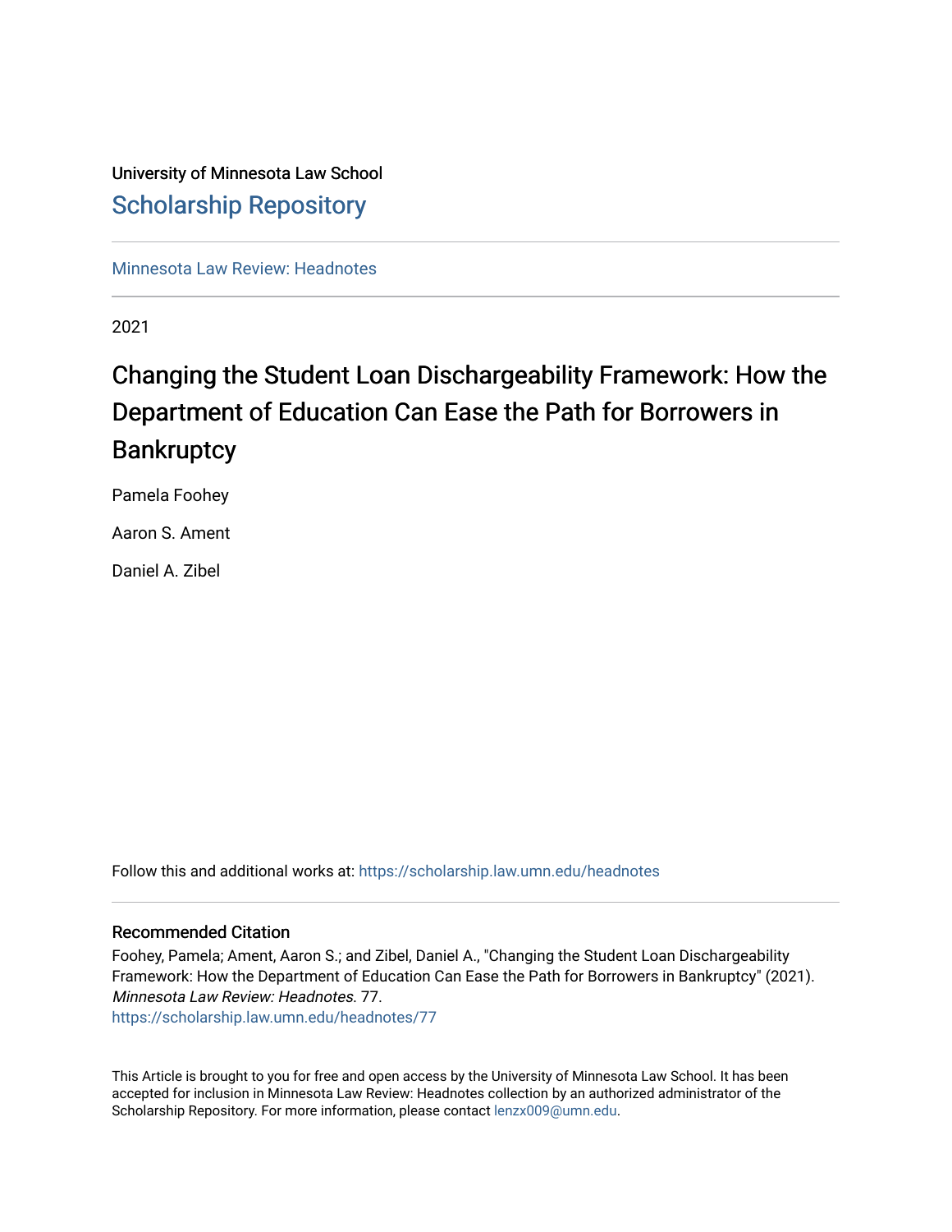University of Minnesota Law School

# Scholarship Repository

Minnesota Law Review: Headnotes

2021

## Changing the Student Loan Dischargeability Framework: How the Department of Education Can Ease the Path for Borrowers in Bankruptcy

Pamela Foohey

Aaron S. Ament

Daniel A. Zibel

Follow this and additional works at: https://scholarship.law.umn.edu/headnotes

### Recommended Citation

Foohey, Pamela; Ament, Aaron S.; and Zibel, Daniel A., "Changing the Student Loan Dischargeability Framework: How the Department of Education Can Ease the Path for Borrowers in Bankruptcy" (2021). *Minnesota Law Review: Headnotes*. 77.
https://scholarship.law.umn.edu/headnotes/77

This Article is brought to you for free and open access by the University of Minnesota Law School. It has been accepted for inclusion in Minnesota Law Review: Headnotes collection by an authorized administrator of the Scholarship Repository. For more information, please contact lenzx009@umn.edu.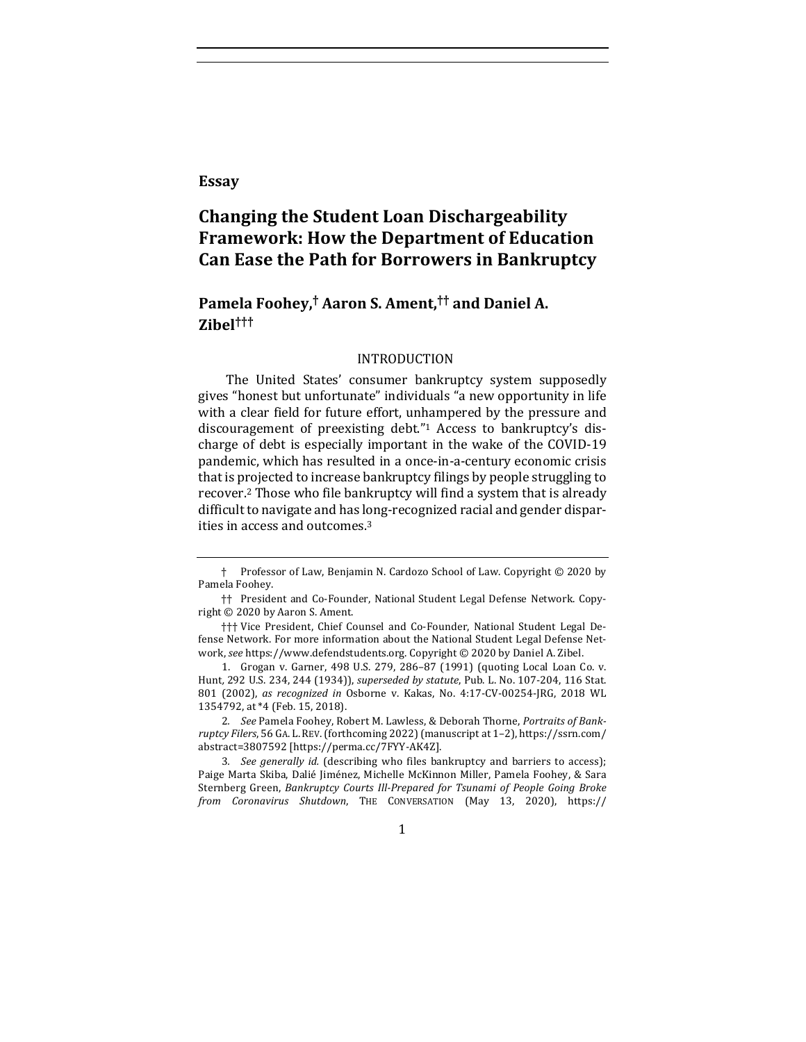**Essay**

# Changing the Student Loan Dischargeability Framework: How the Department of Education Can Ease the Path for Borrowers in Bankruptcy

## Pamela Foohey,† Aaron S. Ament,†† and Daniel A. Zibel†††

### INTRODUCTION

The United States' consumer bankruptcy system supposedly gives "honest but unfortunate" individuals "a new opportunity in life with a clear field for future effort, unhampered by the pressure and discouragement of preexisting debt."[1] Access to bankruptcy's discharge of debt is especially important in the wake of the COVID-19 pandemic, which has resulted in a once-in-a-century economic crisis that is projected to increase bankruptcy filings by people struggling to recover.[2] Those who file bankruptcy will find a system that is already difficult to navigate and has long-recognized racial and gender disparities in access and outcomes.[3]

---

† Professor of Law, Benjamin N. Cardozo School of Law. Copyright © 2020 by Pamela Foohey.

†† President and Co-Founder, National Student Legal Defense Network. Copyright © 2020 by Aaron S. Ament.

††† Vice President, Chief Counsel and Co-Founder, National Student Legal Defense Network. For more information about the National Student Legal Defense Network, *see* https://www.defendstudents.org. Copyright © 2020 by Daniel A. Zibel.

1. Grogan v. Garner, 498 U.S. 279, 286–87 (1991) (quoting Local Loan Co. v. Hunt, 292 U.S. 234, 244 (1934)), *superseded by statute*, Pub. L. No. 107-204, 116 Stat. 801 (2002), *as recognized in* Osborne v. Kakas, No. 4:17-CV-00254-JRG, 2018 WL 1354792, at *4 (Feb. 15, 2018).

2. *See* Pamela Foohey, Robert M. Lawless, & Deborah Thorne, *Portraits of Bankruptcy Filers*, 56 GA. L. REV. (forthcoming 2022) (manuscript at 1–2), https://ssrn.com/abstract=3807592 [https://perma.cc/7FYY-AK4Z].

3. *See generally id.* (describing who files bankruptcy and barriers to access); Paige Marta Skiba, Dalié Jiménez, Michelle McKinnon Miller, Pamela Foohey, & Sara Sternberg Green, *Bankruptcy Courts Ill-Prepared for Tsunami of People Going Broke from Coronavirus Shutdown*, THE CONVERSATION (May 13, 2020), https://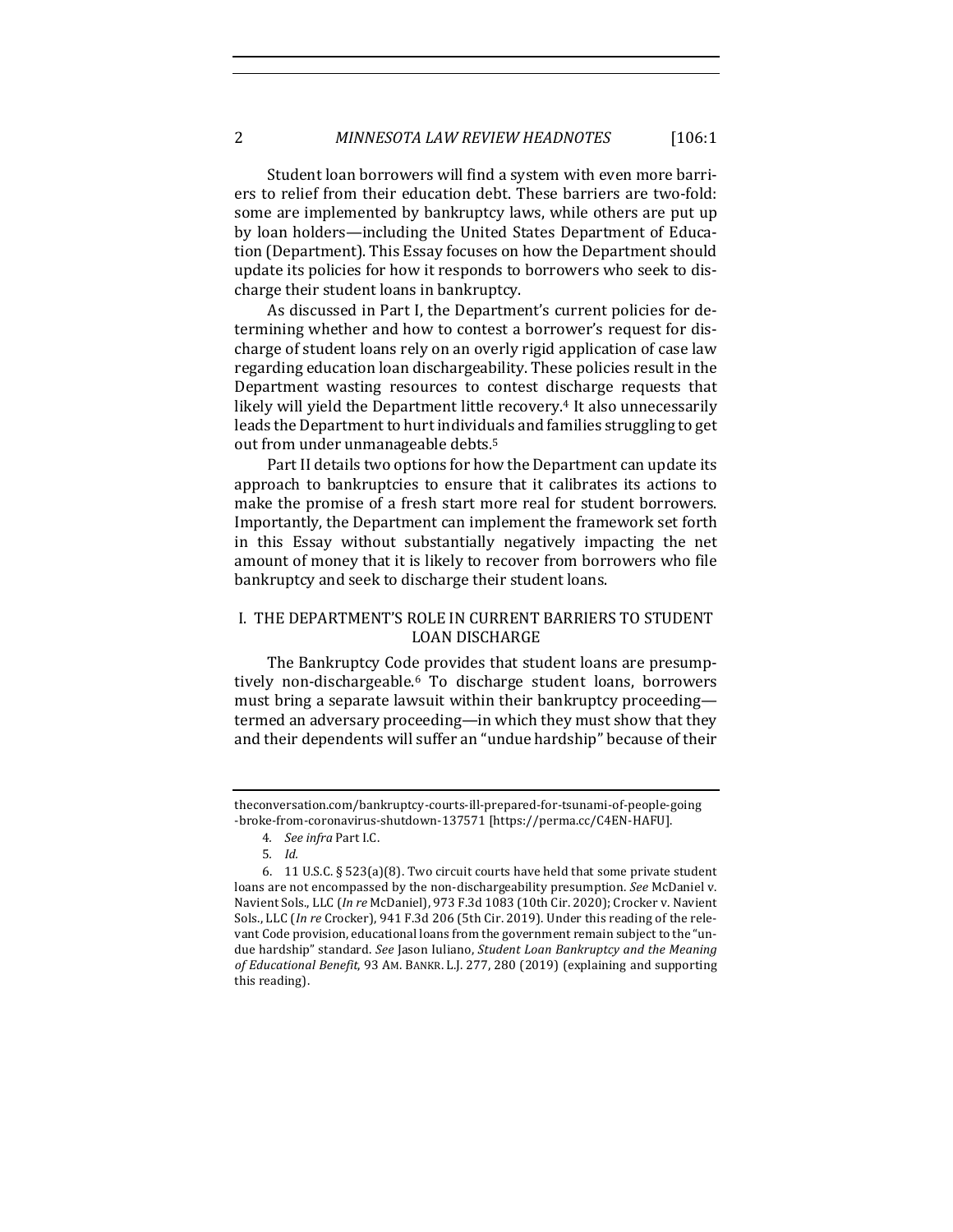Student loan borrowers will find a system with even more barriers to relief from their education debt. These barriers are two-fold: some are implemented by bankruptcy laws, while others are put up by loan holders—including the United States Department of Education (Department). This Essay focuses on how the Department should update its policies for how it responds to borrowers who seek to discharge their student loans in bankruptcy.

As discussed in Part I, the Department's current policies for determining whether and how to contest a borrower's request for discharge of student loans rely on an overly rigid application of case law regarding education loan dischargeability. These policies result in the Department wasting resources to contest discharge requests that likely will yield the Department little recovery.[4] It also unnecessarily leads the Department to hurt individuals and families struggling to get out from under unmanageable debts.[5]

Part II details two options for how the Department can update its approach to bankruptcies to ensure that it calibrates its actions to make the promise of a fresh start more real for student borrowers. Importantly, the Department can implement the framework set forth in this Essay without substantially negatively impacting the net amount of money that it is likely to recover from borrowers who file bankruptcy and seek to discharge their student loans.

## I. THE DEPARTMENT'S ROLE IN CURRENT BARRIERS TO STUDENT LOAN DISCHARGE

The Bankruptcy Code provides that student loans are presumptively non-dischargeable.[6] To discharge student loans, borrowers must bring a separate lawsuit within their bankruptcy proceeding—termed an adversary proceeding—in which they must show that they and their dependents will suffer an "undue hardship" because of their

---

theconversation.com/bankruptcy-courts-ill-prepared-for-tsunami-of-people-going-broke-from-coronavirus-shutdown-137571 [https://perma.cc/C4EN-HAFU].

4. *See infra* Part I.C.

5. *Id.*

6. 11 U.S.C. § 523(a)(8). Two circuit courts have held that some private student loans are not encompassed by the non-dischargeability presumption. *See* McDaniel v. Navient Sols., LLC (*In re* McDaniel), 973 F.3d 1083 (10th Cir. 2020); Crocker v. Navient Sols., LLC (*In re* Crocker), 941 F.3d 206 (5th Cir. 2019). Under this reading of the relevant Code provision, educational loans from the government remain subject to the "undue hardship" standard. *See* Jason Iuliano, *Student Loan Bankruptcy and the Meaning of Educational Benefit*, 93 AM. BANKR. L.J. 277, 280 (2019) (explaining and supporting this reading).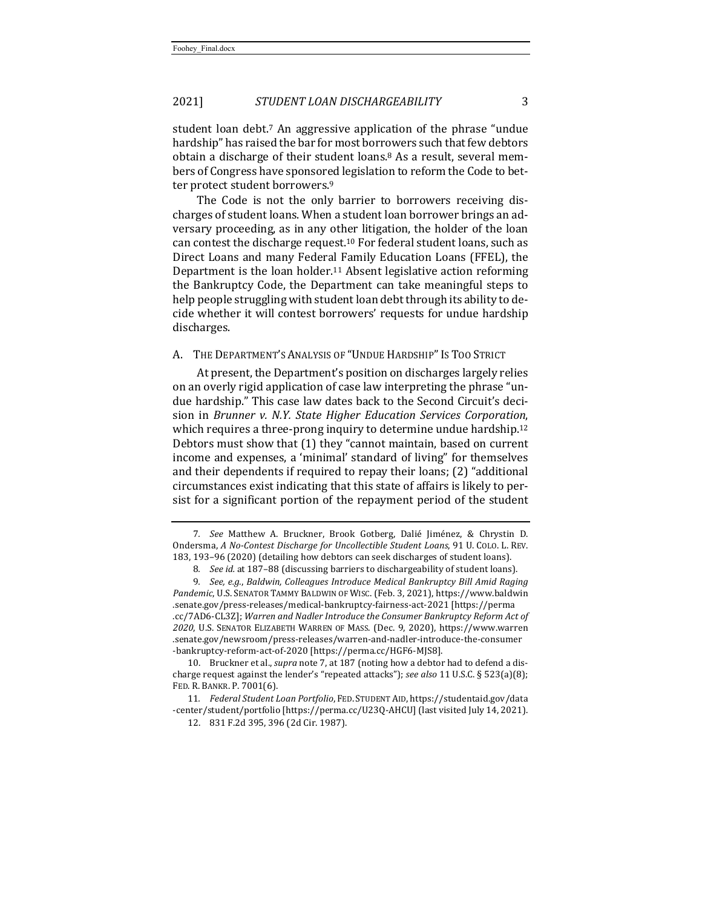student loan debt.[7] An aggressive application of the phrase "undue hardship" has raised the bar for most borrowers such that few debtors obtain a discharge of their student loans.[8] As a result, several members of Congress have sponsored legislation to reform the Code to better protect student borrowers.[9]

The Code is not the only barrier to borrowers receiving discharges of student loans. When a student loan borrower brings an adversary proceeding, as in any other litigation, the holder of the loan can contest the discharge request.[10] For federal student loans, such as Direct Loans and many Federal Family Education Loans (FFEL), the Department is the loan holder.[11] Absent legislative action reforming the Bankruptcy Code, the Department can take meaningful steps to help people struggling with student loan debt through its ability to decide whether it will contest borrowers' requests for undue hardship discharges.

### A. The Department's Analysis of "Undue Hardship" Is Too Strict

At present, the Department's position on discharges largely relies on an overly rigid application of case law interpreting the phrase "undue hardship." This case law dates back to the Second Circuit's decision in *Brunner v. N.Y. State Higher Education Services Corporation*, which requires a three-prong inquiry to determine undue hardship.[12] Debtors must show that (1) they "cannot maintain, based on current income and expenses, a 'minimal' standard of living" for themselves and their dependents if required to repay their loans; (2) "additional circumstances exist indicating that this state of affairs is likely to persist for a significant portion of the repayment period of the student

---

7. *See* Matthew A. Bruckner, Brook Gotberg, Dalié Jiménez, & Chrystin D. Ondersma, *A No-Contest Discharge for Uncollectible Student Loans*, 91 U. Colo. L. Rev. 183, 193–96 (2020) (detailing how debtors can seek discharges of student loans).

8. *See id.* at 187–88 (discussing barriers to dischargeability of student loans).

9. *See, e.g.*, *Baldwin, Colleagues Introduce Medical Bankruptcy Bill Amid Raging Pandemic*, U.S. Senator Tammy Baldwin of Wisc. (Feb. 3, 2021), https://www.baldwin.senate.gov/press-releases/medical-bankruptcy-fairness-act-2021 [https://perma.cc/7AD6-CL3Z]; *Warren and Nadler Introduce the Consumer Bankruptcy Reform Act of 2020*, U.S. Senator Elizabeth Warren of Mass. (Dec. 9, 2020), https://www.warren.senate.gov/newsroom/press-releases/warren-and-nadler-introduce-the-consumer-bankruptcy-reform-act-of-2020 [https://perma.cc/HGF6-MJS8].

10. Bruckner et al., *supra* note 7, at 187 (noting how a debtor had to defend a discharge request against the lender's "repeated attacks"); *see also* 11 U.S.C. § 523(a)(8); Fed. R. Bankr. P. 7001(6).

11. *Federal Student Loan Portfolio*, Fed. Student Aid, https://studentaid.gov/data-center/student/portfolio [https://perma.cc/U23Q-AHCU] (last visited July 14, 2021).

12. 831 F.2d 395, 396 (2d Cir. 1987).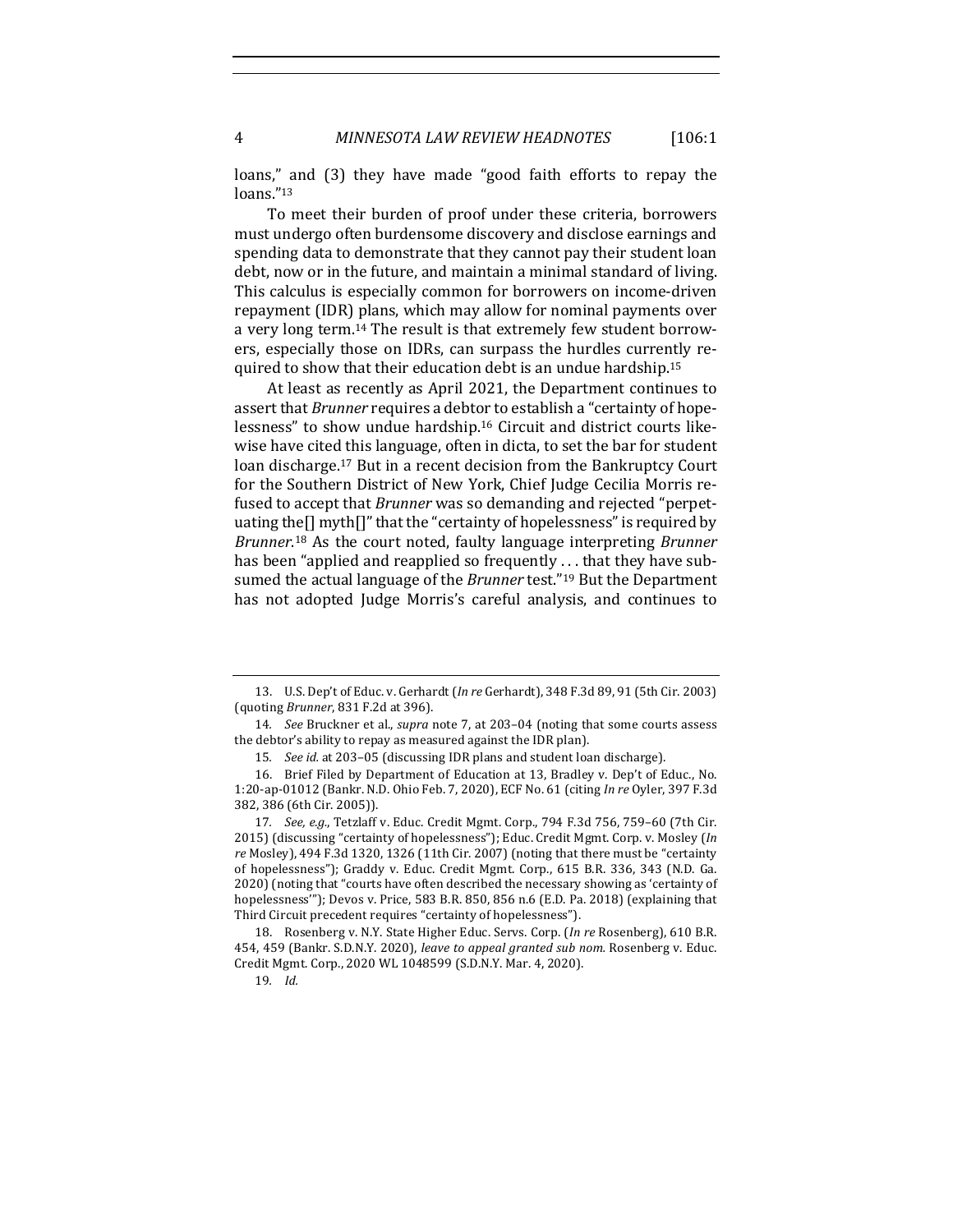loans," and (3) they have made "good faith efforts to repay the loans."[13]

To meet their burden of proof under these criteria, borrowers must undergo often burdensome discovery and disclose earnings and spending data to demonstrate that they cannot pay their student loan debt, now or in the future, and maintain a minimal standard of living. This calculus is especially common for borrowers on income-driven repayment (IDR) plans, which may allow for nominal payments over a very long term.[14] The result is that extremely few student borrowers, especially those on IDRs, can surpass the hurdles currently required to show that their education debt is an undue hardship.[15]

At least as recently as April 2021, the Department continues to assert that *Brunner* requires a debtor to establish a "certainty of hopelessness" to show undue hardship.[16] Circuit and district courts likewise have cited this language, often in dicta, to set the bar for student loan discharge.[17] But in a recent decision from the Bankruptcy Court for the Southern District of New York, Chief Judge Cecilia Morris refused to accept that *Brunner* was so demanding and rejected "perpetuating the[] myth[]" that the "certainty of hopelessness" is required by *Brunner*.[18] As the court noted, faulty language interpreting *Brunner* has been "applied and reapplied so frequently . . . that they have subsumed the actual language of the *Brunner* test."[19] But the Department has not adopted Judge Morris's careful analysis, and continues to

---

13. U.S. Dep't of Educ. v. Gerhardt (*In re* Gerhardt), 348 F.3d 89, 91 (5th Cir. 2003) (quoting *Brunner*, 831 F.2d at 396).

14. *See* Bruckner et al., *supra* note 7, at 203–04 (noting that some courts assess the debtor's ability to repay as measured against the IDR plan).

15. *See id.* at 203–05 (discussing IDR plans and student loan discharge).

16. Brief Filed by Department of Education at 13, Bradley v. Dep't of Educ., No. 1:20-ap-01012 (Bankr. N.D. Ohio Feb. 7, 2020), ECF No. 61 (citing *In re* Oyler, 397 F.3d 382, 386 (6th Cir. 2005)).

17. *See, e.g.*, Tetzlaff v. Educ. Credit Mgmt. Corp., 794 F.3d 756, 759–60 (7th Cir. 2015) (discussing "certainty of hopelessness"); Educ. Credit Mgmt. Corp. v. Mosley (*In re* Mosley), 494 F.3d 1320, 1326 (11th Cir. 2007) (noting that there must be "certainty of hopelessness"); Graddy v. Educ. Credit Mgmt. Corp., 615 B.R. 336, 343 (N.D. Ga. 2020) (noting that "courts have often described the necessary showing as 'certainty of hopelessness'"); Devos v. Price, 583 B.R. 850, 856 n.6 (E.D. Pa. 2018) (explaining that Third Circuit precedent requires "certainty of hopelessness").

18. Rosenberg v. N.Y. State Higher Educ. Servs. Corp. (*In re* Rosenberg), 610 B.R. 454, 459 (Bankr. S.D.N.Y. 2020), *leave to appeal granted sub nom.* Rosenberg v. Educ. Credit Mgmt. Corp., 2020 WL 1048599 (S.D.N.Y. Mar. 4, 2020).

19. *Id.*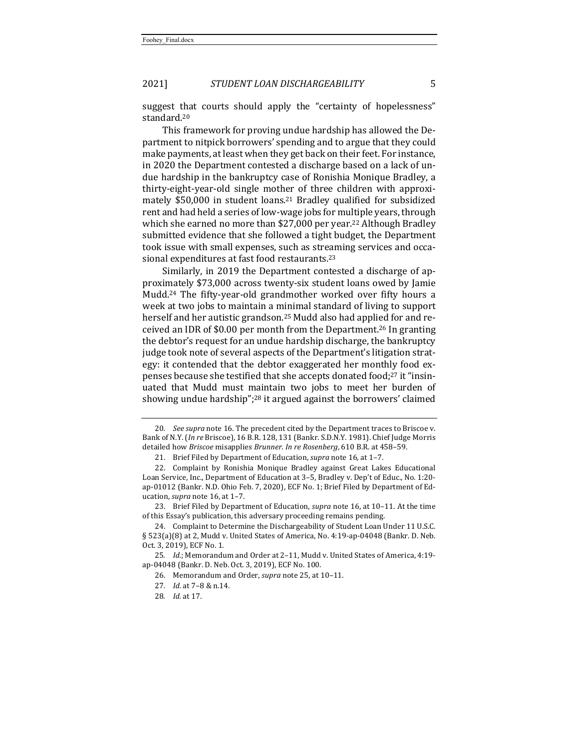suggest that courts should apply the "certainty of hopelessness" standard.[20]

This framework for proving undue hardship has allowed the Department to nitpick borrowers' spending and to argue that they could make payments, at least when they get back on their feet. For instance, in 2020 the Department contested a discharge based on a lack of undue hardship in the bankruptcy case of Ronishia Monique Bradley, a thirty-eight-year-old single mother of three children with approximately $50,000 in student loans.[21] Bradley qualified for subsidized rent and had held a series of low-wage jobs for multiple years, through which she earned no more than $27,000 per year.[22] Although Bradley submitted evidence that she followed a tight budget, the Department took issue with small expenses, such as streaming services and occasional expenditures at fast food restaurants.[23]

Similarly, in 2019 the Department contested a discharge of approximately $73,000 across twenty-six student loans owed by Jamie Mudd.[24] The fifty-year-old grandmother worked over fifty hours a week at two jobs to maintain a minimal standard of living to support herself and her autistic grandson.[25] Mudd also had applied for and received an IDR of $0.00 per month from the Department.[26] In granting the debtor's request for an undue hardship discharge, the bankruptcy judge took note of several aspects of the Department's litigation strategy: it contended that the debtor exaggerated her monthly food expenses because she testified that she accepts donated food;[27] it "insinuated that Mudd must maintain two jobs to meet her burden of showing undue hardship";[28] it argued against the borrowers' claimed

---

20. *See supra* note 16. The precedent cited by the Department traces to Briscoe v. Bank of N.Y. (*In re* Briscoe), 16 B.R. 128, 131 (Bankr. S.D.N.Y. 1981). Chief Judge Morris detailed how *Briscoe* misapplies *Brunner*. *In re Rosenberg*, 610 B.R. at 458–59.

21. Brief Filed by Department of Education, *supra* note 16, at 1–7.

22. Complaint by Ronishia Monique Bradley against Great Lakes Educational Loan Service, Inc., Department of Education at 3–5, Bradley v. Dep't of Educ., No. 1:20-ap-01012 (Bankr. N.D. Ohio Feb. 7, 2020), ECF No. 1; Brief Filed by Department of Education, *supra* note 16, at 1–7.

23. Brief Filed by Department of Education, *supra* note 16, at 10–11. At the time of this Essay's publication, this adversary proceeding remains pending.

24. Complaint to Determine the Dischargeability of Student Loan Under 11 U.S.C. § 523(a)(8) at 2, Mudd v. United States of America, No. 4:19-ap-04048 (Bankr. D. Neb. Oct. 3, 2019), ECF No. 1.

25. *Id.*; Memorandum and Order at 2–11, Mudd v. United States of America, 4:19-ap-04048 (Bankr. D. Neb. Oct. 3, 2019), ECF No. 100.

26. Memorandum and Order, *supra* note 25, at 10–11.

27. *Id.* at 7–8 & n.14.

28. *Id.* at 17.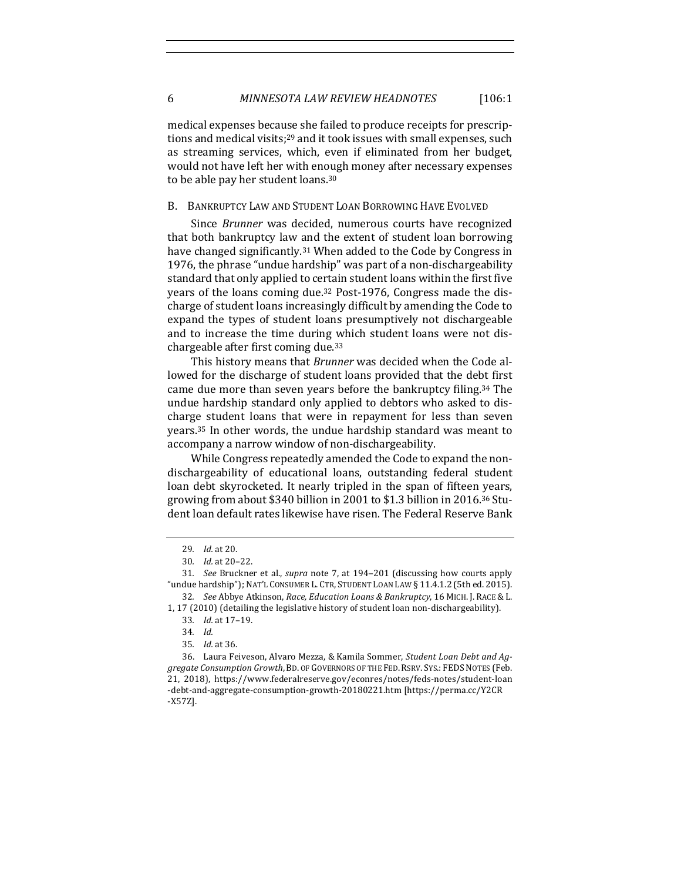medical expenses because she failed to produce receipts for prescriptions and medical visits;[29] and it took issues with small expenses, such as streaming services, which, even if eliminated from her budget, would not have left her with enough money after necessary expenses to be able pay her student loans.[30]

### B. Bankruptcy Law and Student Loan Borrowing Have Evolved

Since *Brunner* was decided, numerous courts have recognized that both bankruptcy law and the extent of student loan borrowing have changed significantly.[31] When added to the Code by Congress in 1976, the phrase "undue hardship" was part of a non-dischargeability standard that only applied to certain student loans within the first five years of the loans coming due.[32] Post-1976, Congress made the discharge of student loans increasingly difficult by amending the Code to expand the types of student loans presumptively not dischargeable and to increase the time during which student loans were not dischargeable after first coming due.[33]

This history means that *Brunner* was decided when the Code allowed for the discharge of student loans provided that the debt first came due more than seven years before the bankruptcy filing.[34] The undue hardship standard only applied to debtors who asked to discharge student loans that were in repayment for less than seven years.[35] In other words, the undue hardship standard was meant to accompany a narrow window of non-dischargeability.

While Congress repeatedly amended the Code to expand the non-dischargeability of educational loans, outstanding federal student loan debt skyrocketed. It nearly tripled in the span of fifteen years, growing from about $340 billion in 2001 to $1.3 billion in 2016.[36] Student loan default rates likewise have risen. The Federal Reserve Bank

---

29. *Id.* at 20.

30. *Id.* at 20–22.

31. *See* Bruckner et al., *supra* note 7, at 194–201 (discussing how courts apply "undue hardship"); NAT'L CONSUMER L. CTR, STUDENT LOAN LAW § 11.4.1.2 (5th ed. 2015).

32. *See* Abbye Atkinson, *Race, Education Loans & Bankruptcy*, 16 MICH. J. RACE & L. 1, 17 (2010) (detailing the legislative history of student loan non-dischargeability).

33. *Id.* at 17–19.

34. *Id.*

35. *Id.* at 36.

36. Laura Feiveson, Alvaro Mezza, & Kamila Sommer, *Student Loan Debt and Aggregate Consumption Growth*, BD. OF GOVERNORS OF THE FED. RSRV. SYS.: FEDS NOTES (Feb. 21, 2018), https://www.federalreserve.gov/econres/notes/feds-notes/student-loan-debt-and-aggregate-consumption-growth-20180221.htm [https://perma.cc/Y2CR-X57Z].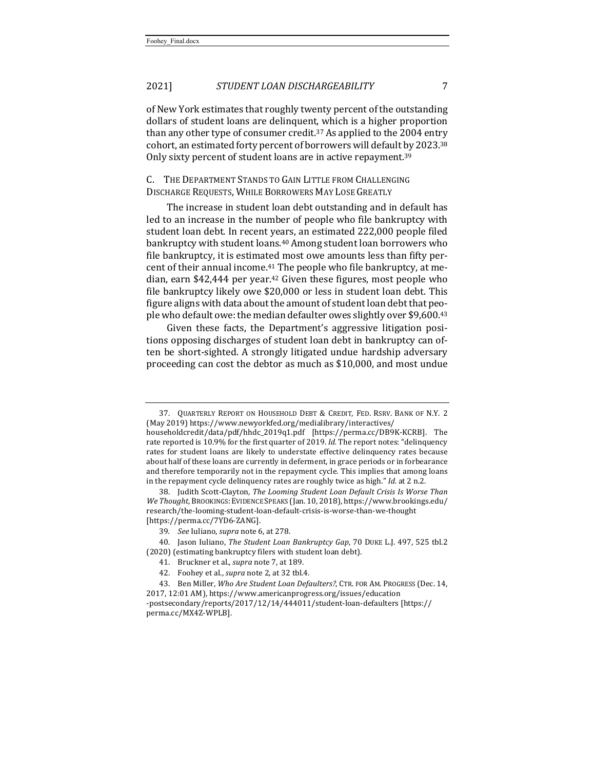of New York estimates that roughly twenty percent of the outstanding dollars of student loans are delinquent, which is a higher proportion than any other type of consumer credit.[37] As applied to the 2004 entry cohort, an estimated forty percent of borrowers will default by 2023.[38] Only sixty percent of student loans are in active repayment.[39]

### C. The Department Stands to Gain Little from Challenging Discharge Requests, While Borrowers May Lose Greatly

The increase in student loan debt outstanding and in default has led to an increase in the number of people who file bankruptcy with student loan debt. In recent years, an estimated 222,000 people filed bankruptcy with student loans.[40] Among student loan borrowers who file bankruptcy, it is estimated most owe amounts less than fifty percent of their annual income.[41] The people who file bankruptcy, at median, earn $42,444 per year.[42] Given these figures, most people who file bankruptcy likely owe $20,000 or less in student loan debt. This figure aligns with data about the amount of student loan debt that people who default owe: the median defaulter owes slightly over $9,600.[43]

Given these facts, the Department's aggressive litigation positions opposing discharges of student loan debt in bankruptcy can often be short-sighted. A strongly litigated undue hardship adversary proceeding can cost the debtor as much as $10,000, and most undue

---

37. Quarterly Report on Household Debt & Credit, Fed. Rsrv. Bank of N.Y. 2 (May 2019) https://www.newyorkfed.org/medialibrary/interactives/householdcredit/data/pdf/hhdc_2019q1.pdf [https://perma.cc/DB9K-KCRB]. The rate reported is 10.9% for the first quarter of 2019. *Id.* The report notes: "delinquency rates for student loans are likely to understate effective delinquency rates because about half of these loans are currently in deferment, in grace periods or in forbearance and therefore temporarily not in the repayment cycle. This implies that among loans in the repayment cycle delinquency rates are roughly twice as high." *Id.* at 2 n.2.

38. Judith Scott-Clayton, *The Looming Student Loan Default Crisis Is Worse Than We Thought*, Brookings: Evidence Speaks (Jan. 10, 2018), https://www.brookings.edu/research/the-looming-student-loan-default-crisis-is-worse-than-we-thought [https://perma.cc/7YD6-ZANG].

39. *See* Iuliano, *supra* note 6, at 278.

40. Jason Iuliano, *The Student Loan Bankruptcy Gap*, 70 Duke L.J. 497, 525 tbl.2 (2020) (estimating bankruptcy filers with student loan debt).

41. Bruckner et al., *supra* note 7, at 189.

42. Foohey et al., *supra* note 2, at 32 tbl.4.

43. Ben Miller, *Who Are Student Loan Defaulters?*, Ctr. for Am. Progress (Dec. 14, 2017, 12:01 AM), https://www.americanprogress.org/issues/education-postsecondary/reports/2017/12/14/444011/student-loan-defaulters [https://perma.cc/MX4Z-WPLB].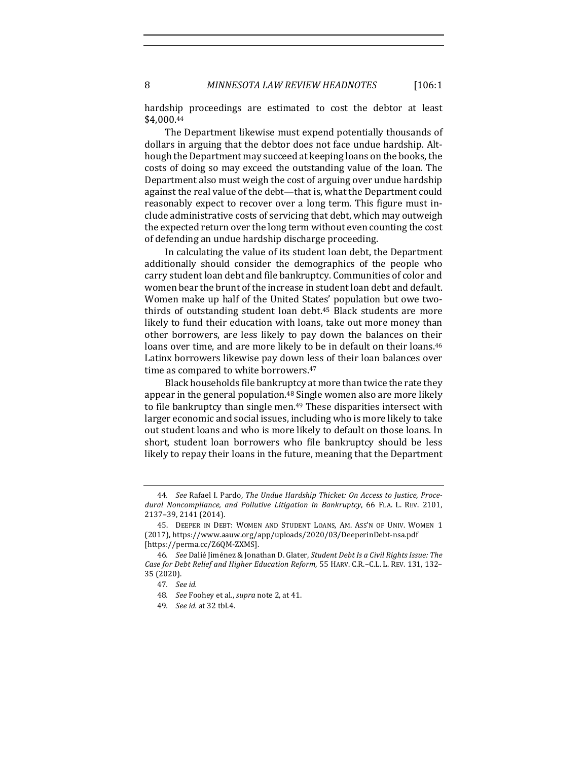hardship proceedings are estimated to cost the debtor at least $4,000.[44]

The Department likewise must expend potentially thousands of dollars in arguing that the debtor does not face undue hardship. Although the Department may succeed at keeping loans on the books, the costs of doing so may exceed the outstanding value of the loan. The Department also must weigh the cost of arguing over undue hardship against the real value of the debt—that is, what the Department could reasonably expect to recover over a long term. This figure must include administrative costs of servicing that debt, which may outweigh the expected return over the long term without even counting the cost of defending an undue hardship discharge proceeding.

In calculating the value of its student loan debt, the Department additionally should consider the demographics of the people who carry student loan debt and file bankruptcy. Communities of color and women bear the brunt of the increase in student loan debt and default. Women make up half of the United States' population but owe two-thirds of outstanding student loan debt.[45] Black students are more likely to fund their education with loans, take out more money than other borrowers, are less likely to pay down the balances on their loans over time, and are more likely to be in default on their loans.[46] Latinx borrowers likewise pay down less of their loan balances over time as compared to white borrowers.[47]

Black households file bankruptcy at more than twice the rate they appear in the general population.[48] Single women also are more likely to file bankruptcy than single men.[49] These disparities intersect with larger economic and social issues, including who is more likely to take out student loans and who is more likely to default on those loans. In short, student loan borrowers who file bankruptcy should be less likely to repay their loans in the future, meaning that the Department

---

44. *See* Rafael I. Pardo, *The Undue Hardship Thicket: On Access to Justice, Procedural Noncompliance, and Pollutive Litigation in Bankruptcy*, 66 FLA. L. REV. 2101, 2137–39, 2141 (2014).

45. DEEPER IN DEBT: WOMEN AND STUDENT LOANS, AM. ASS'N OF UNIV. WOMEN 1 (2017), https://www.aauw.org/app/uploads/2020/03/DeeperinDebt-nsa.pdf [https://perma.cc/Z6QM-ZXMS].

46. *See* Dalié Jiménez & Jonathan D. Glater, *Student Debt Is a Civil Rights Issue: The Case for Debt Relief and Higher Education Reform*, 55 HARV. C.R.–C.L. L. REV. 131, 132–35 (2020).

47. *See id.*

48. *See* Foohey et al., *supra* note 2, at 41.

49. *See id.* at 32 tbl.4.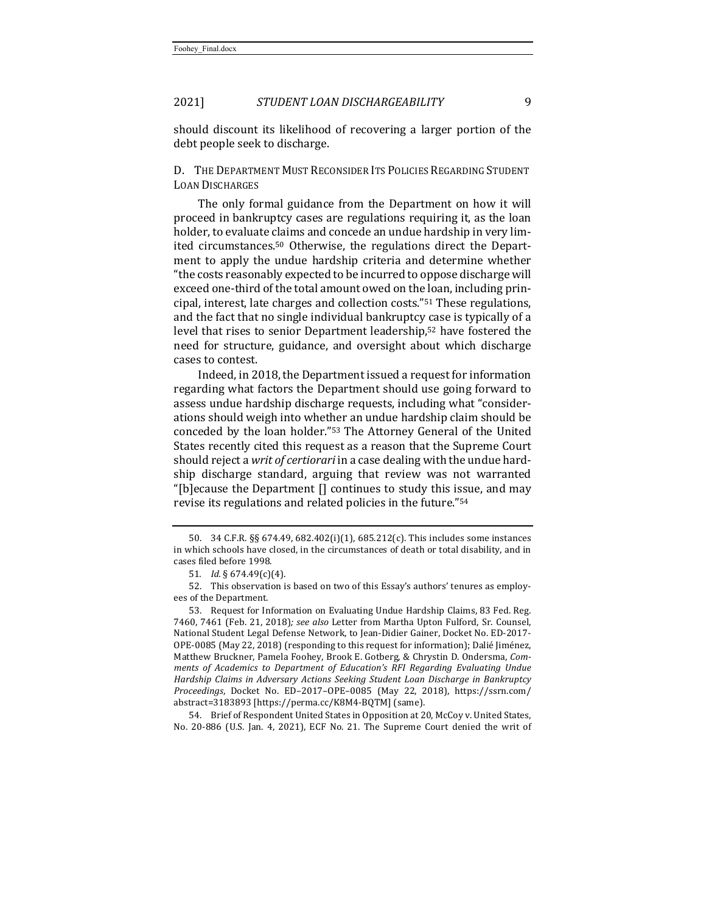should discount its likelihood of recovering a larger portion of the debt people seek to discharge.

### D. The Department Must Reconsider Its Policies Regarding Student Loan Discharges

The only formal guidance from the Department on how it will proceed in bankruptcy cases are regulations requiring it, as the loan holder, to evaluate claims and concede an undue hardship in very limited circumstances.[50] Otherwise, the regulations direct the Department to apply the undue hardship criteria and determine whether "the costs reasonably expected to be incurred to oppose discharge will exceed one-third of the total amount owed on the loan, including principal, interest, late charges and collection costs."[51] These regulations, and the fact that no single individual bankruptcy case is typically of a level that rises to senior Department leadership,[52] have fostered the need for structure, guidance, and oversight about which discharge cases to contest.

Indeed, in 2018, the Department issued a request for information regarding what factors the Department should use going forward to assess undue hardship discharge requests, including what "considerations should weigh into whether an undue hardship claim should be conceded by the loan holder."[53] The Attorney General of the United States recently cited this request as a reason that the Supreme Court should reject a *writ of certiorari* in a case dealing with the undue hardship discharge standard, arguing that review was not warranted "[b]ecause the Department [] continues to study this issue, and may revise its regulations and related policies in the future."[54]

---

50. 34 C.F.R. §§ 674.49, 682.402(i)(1), 685.212(c). This includes some instances in which schools have closed, in the circumstances of death or total disability, and in cases filed before 1998.

51. *Id.* § 674.49(c)(4).

52. This observation is based on two of this Essay's authors' tenures as employees of the Department.

53. Request for Information on Evaluating Undue Hardship Claims, 83 Fed. Reg. 7460, 7461 (Feb. 21, 2018)*; see also* Letter from Martha Upton Fulford, Sr. Counsel, National Student Legal Defense Network, to Jean-Didier Gainer, Docket No. ED-2017-OPE-0085 (May 22, 2018) (responding to this request for information); Dalié Jiménez, Matthew Bruckner, Pamela Foohey, Brook E. Gotberg, & Chrystin D. Ondersma, *Comments of Academics to Department of Education's RFI Regarding Evaluating Undue Hardship Claims in Adversary Actions Seeking Student Loan Discharge in Bankruptcy Proceedings*, Docket No. ED–2017–OPE–0085 (May 22, 2018), https://ssrn.com/abstract=3183893 [https://perma.cc/K8M4-BQTM] (same).

54. Brief of Respondent United States in Opposition at 20, McCoy v. United States, No. 20-886 (U.S. Jan. 4, 2021), ECF No. 21. The Supreme Court denied the writ of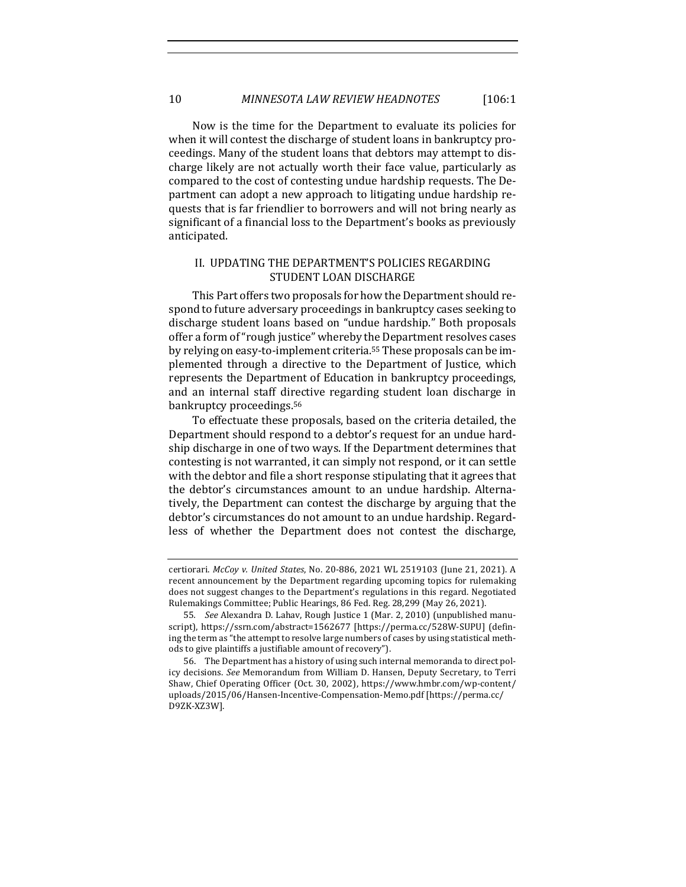Now is the time for the Department to evaluate its policies for when it will contest the discharge of student loans in bankruptcy proceedings. Many of the student loans that debtors may attempt to discharge likely are not actually worth their face value, particularly as compared to the cost of contesting undue hardship requests. The Department can adopt a new approach to litigating undue hardship requests that is far friendlier to borrowers and will not bring nearly as significant of a financial loss to the Department's books as previously anticipated.

## II. UPDATING THE DEPARTMENT'S POLICIES REGARDING STUDENT LOAN DISCHARGE

This Part offers two proposals for how the Department should respond to future adversary proceedings in bankruptcy cases seeking to discharge student loans based on "undue hardship." Both proposals offer a form of "rough justice" whereby the Department resolves cases by relying on easy-to-implement criteria.[55] These proposals can be implemented through a directive to the Department of Justice, which represents the Department of Education in bankruptcy proceedings, and an internal staff directive regarding student loan discharge in bankruptcy proceedings.[56]

To effectuate these proposals, based on the criteria detailed, the Department should respond to a debtor's request for an undue hardship discharge in one of two ways. If the Department determines that contesting is not warranted, it can simply not respond, or it can settle with the debtor and file a short response stipulating that it agrees that the debtor's circumstances amount to an undue hardship. Alternatively, the Department can contest the discharge by arguing that the debtor's circumstances do not amount to an undue hardship. Regardless of whether the Department does not contest the discharge,

---

certiorari. *McCoy v. United States*, No. 20-886, 2021 WL 2519103 (June 21, 2021). A recent announcement by the Department regarding upcoming topics for rulemaking does not suggest changes to the Department's regulations in this regard. Negotiated Rulemakings Committee; Public Hearings, 86 Fed. Reg. 28,299 (May 26, 2021).

55. *See* Alexandra D. Lahav, Rough Justice 1 (Mar. 2, 2010) (unpublished manuscript), https://ssrn.com/abstract=1562677 [https://perma.cc/528W-SUPU] (defining the term as "the attempt to resolve large numbers of cases by using statistical methods to give plaintiffs a justifiable amount of recovery").

56. The Department has a history of using such internal memoranda to direct policy decisions. *See* Memorandum from William D. Hansen, Deputy Secretary, to Terri Shaw, Chief Operating Officer (Oct. 30, 2002), https://www.hmbr.com/wp-content/uploads/2015/06/Hansen-Incentive-Compensation-Memo.pdf [https://perma.cc/D9ZK-XZ3W].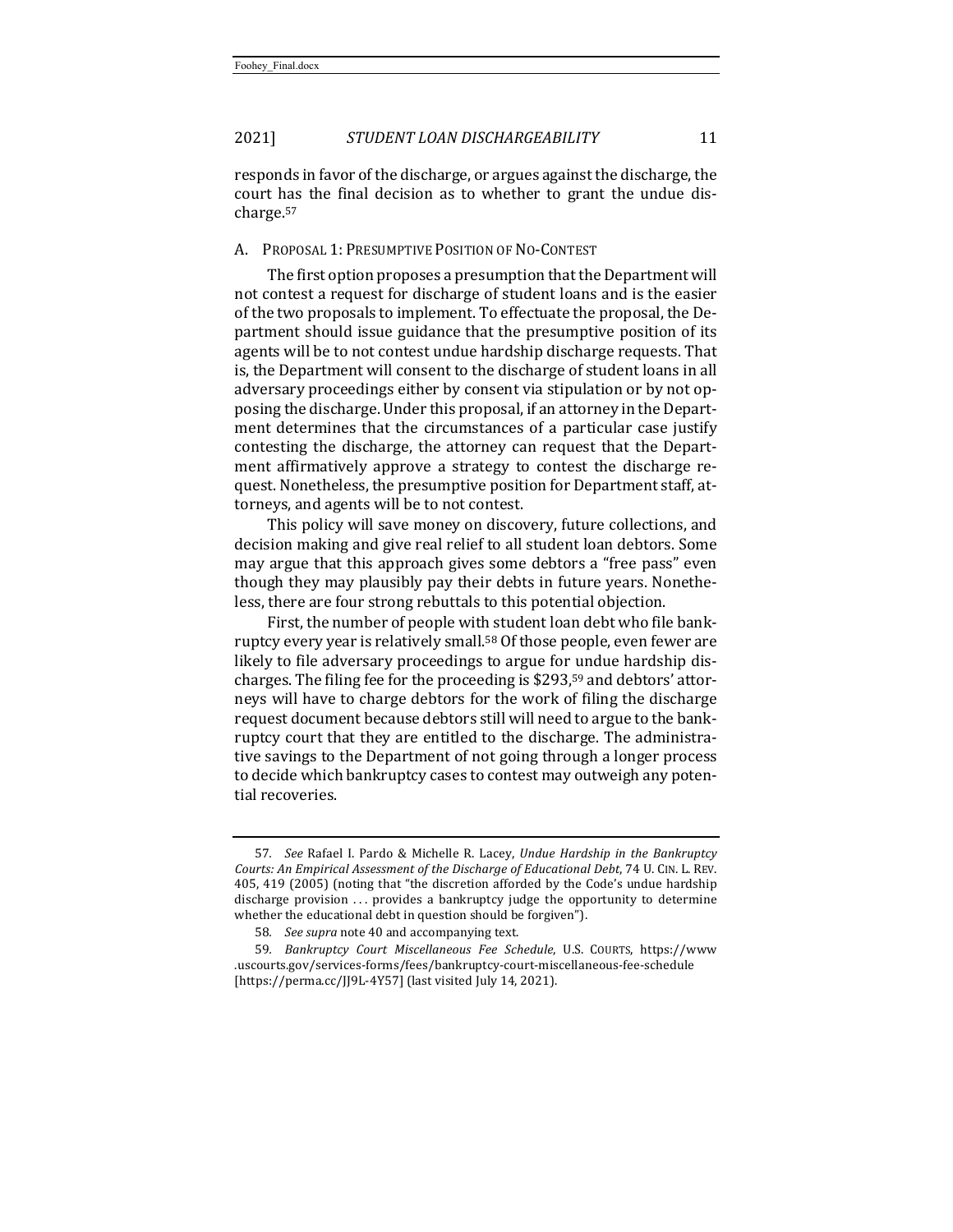responds in favor of the discharge, or argues against the discharge, the court has the final decision as to whether to grant the undue discharge.[57]

## A. Proposal 1: Presumptive Position of No-Contest

The first option proposes a presumption that the Department will not contest a request for discharge of student loans and is the easier of the two proposals to implement. To effectuate the proposal, the Department should issue guidance that the presumptive position of its agents will be to not contest undue hardship discharge requests. That is, the Department will consent to the discharge of student loans in all adversary proceedings either by consent via stipulation or by not opposing the discharge. Under this proposal, if an attorney in the Department determines that the circumstances of a particular case justify contesting the discharge, the attorney can request that the Department affirmatively approve a strategy to contest the discharge request. Nonetheless, the presumptive position for Department staff, attorneys, and agents will be to not contest.

This policy will save money on discovery, future collections, and decision making and give real relief to all student loan debtors. Some may argue that this approach gives some debtors a "free pass" even though they may plausibly pay their debts in future years. Nonetheless, there are four strong rebuttals to this potential objection.

First, the number of people with student loan debt who file bankruptcy every year is relatively small.[58] Of those people, even fewer are likely to file adversary proceedings to argue for undue hardship discharges. The filing fee for the proceeding is $293,[59] and debtors' attorneys will have to charge debtors for the work of filing the discharge request document because debtors still will need to argue to the bankruptcy court that they are entitled to the discharge. The administrative savings to the Department of not going through a longer process to decide which bankruptcy cases to contest may outweigh any potential recoveries.

---

57. *See* Rafael I. Pardo & Michelle R. Lacey, *Undue Hardship in the Bankruptcy Courts: An Empirical Assessment of the Discharge of Educational Debt*, 74 U. Cin. L. Rev. 405, 419 (2005) (noting that "the discretion afforded by the Code's undue hardship discharge provision . . . provides a bankruptcy judge the opportunity to determine whether the educational debt in question should be forgiven").

58. *See supra* note 40 and accompanying text.

59. *Bankruptcy Court Miscellaneous Fee Schedule*, U.S. Courts, https://www.uscourts.gov/services-forms/fees/bankruptcy-court-miscellaneous-fee-schedule [https://perma.cc/JJ9L-4Y57] (last visited July 14, 2021).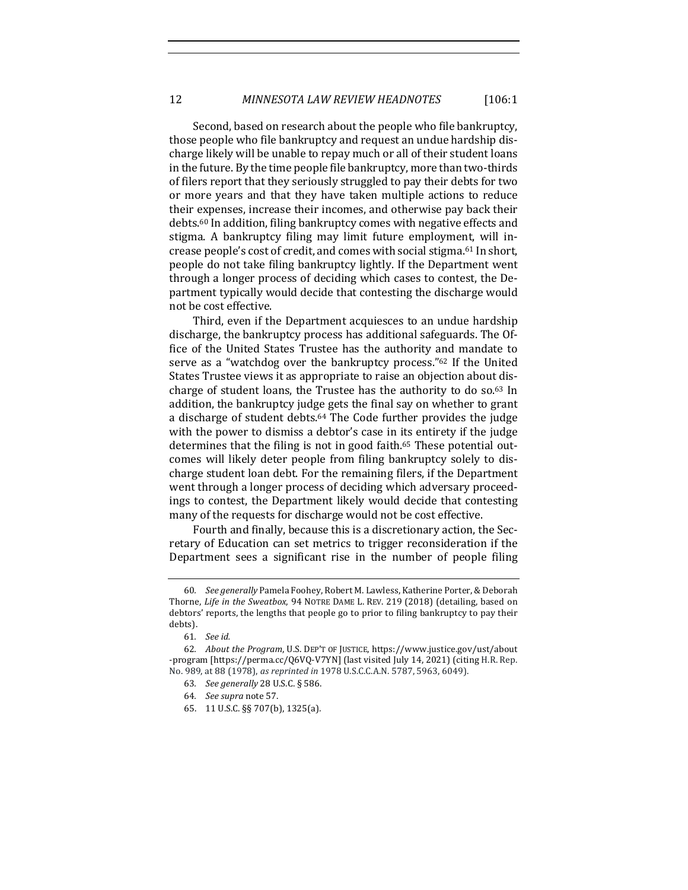Second, based on research about the people who file bankruptcy, those people who file bankruptcy and request an undue hardship discharge likely will be unable to repay much or all of their student loans in the future. By the time people file bankruptcy, more than two-thirds of filers report that they seriously struggled to pay their debts for two or more years and that they have taken multiple actions to reduce their expenses, increase their incomes, and otherwise pay back their debts.[60] In addition, filing bankruptcy comes with negative effects and stigma. A bankruptcy filing may limit future employment, will increase people's cost of credit, and comes with social stigma.[61] In short, people do not take filing bankruptcy lightly. If the Department went through a longer process of deciding which cases to contest, the Department typically would decide that contesting the discharge would not be cost effective.

Third, even if the Department acquiesces to an undue hardship discharge, the bankruptcy process has additional safeguards. The Office of the United States Trustee has the authority and mandate to serve as a "watchdog over the bankruptcy process."[62] If the United States Trustee views it as appropriate to raise an objection about discharge of student loans, the Trustee has the authority to do so.[63] In addition, the bankruptcy judge gets the final say on whether to grant a discharge of student debts.[64] The Code further provides the judge with the power to dismiss a debtor's case in its entirety if the judge determines that the filing is not in good faith.[65] These potential outcomes will likely deter people from filing bankruptcy solely to discharge student loan debt. For the remaining filers, if the Department went through a longer process of deciding which adversary proceedings to contest, the Department likely would decide that contesting many of the requests for discharge would not be cost effective.

Fourth and finally, because this is a discretionary action, the Secretary of Education can set metrics to trigger reconsideration if the Department sees a significant rise in the number of people filing

---

60. *See generally* Pamela Foohey, Robert M. Lawless, Katherine Porter, & Deborah Thorne, *Life in the Sweatbox*, 94 NOTRE DAME L. REV. 219 (2018) (detailing, based on debtors' reports, the lengths that people go to prior to filing bankruptcy to pay their debts).

61. *See id.*

62. *About the Program*, U.S. DEP'T OF JUSTICE, https://www.justice.gov/ust/about-program [https://perma.cc/Q6VQ-V7YN] (last visited July 14, 2021) (citing H.R. Rep. No. 989, at 88 (1978), *as reprinted in* 1978 U.S.C.C.A.N. 5787, 5963, 6049).

63. *See generally* 28 U.S.C. § 586.

64. *See supra* note 57.

65. 11 U.S.C. §§ 707(b), 1325(a).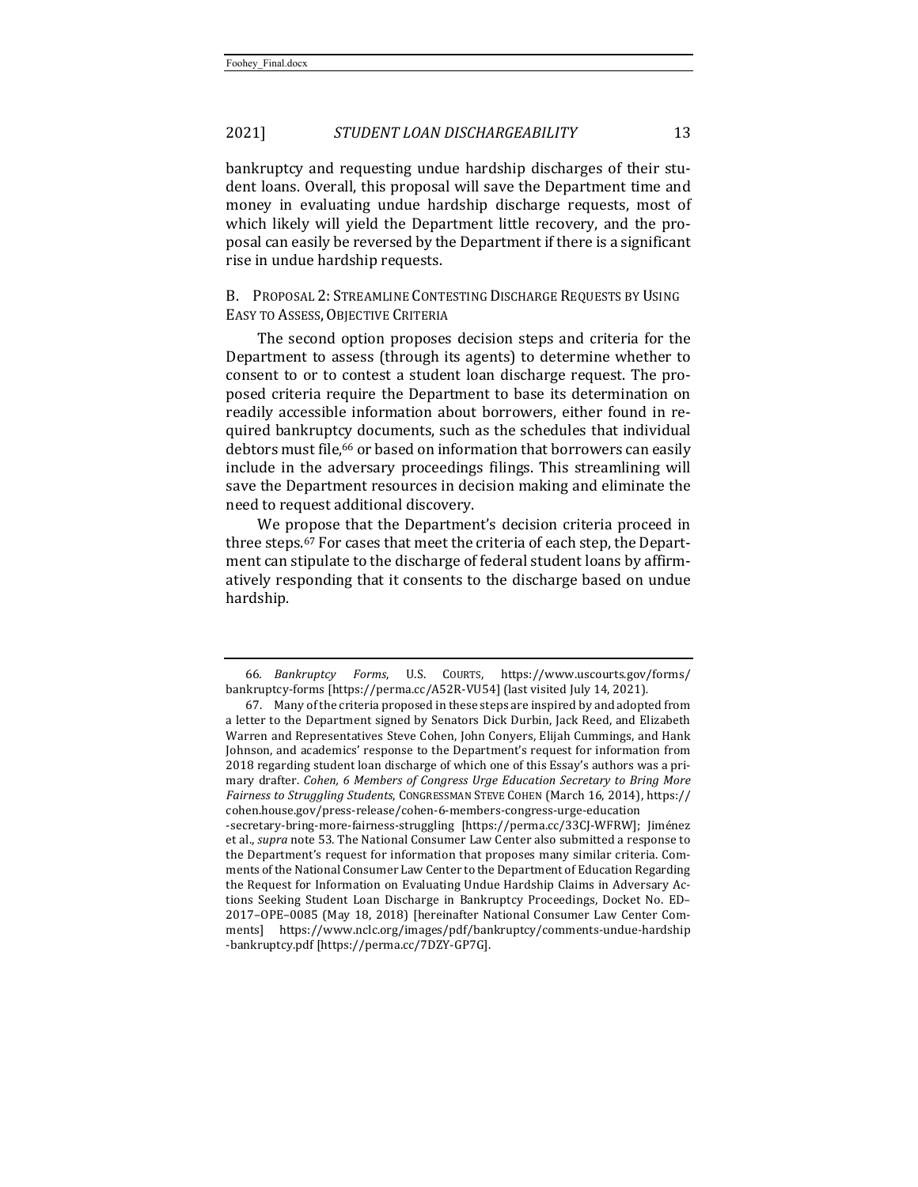bankruptcy and requesting undue hardship discharges of their student loans. Overall, this proposal will save the Department time and money in evaluating undue hardship discharge requests, most of which likely will yield the Department little recovery, and the proposal can easily be reversed by the Department if there is a significant rise in undue hardship requests.

### B. Proposal 2: Streamline Contesting Discharge Requests by Using Easy to Assess, Objective Criteria

The second option proposes decision steps and criteria for the Department to assess (through its agents) to determine whether to consent to or to contest a student loan discharge request. The proposed criteria require the Department to base its determination on readily accessible information about borrowers, either found in required bankruptcy documents, such as the schedules that individual debtors must file,[66] or based on information that borrowers can easily include in the adversary proceedings filings. This streamlining will save the Department resources in decision making and eliminate the need to request additional discovery.

We propose that the Department's decision criteria proceed in three steps.[67] For cases that meet the criteria of each step, the Department can stipulate to the discharge of federal student loans by affirmatively responding that it consents to the discharge based on undue hardship.

---

66. *Bankruptcy Forms*, U.S. Courts, https://www.uscourts.gov/forms/bankruptcy-forms [https://perma.cc/A52R-VU54] (last visited July 14, 2021).

67. Many of the criteria proposed in these steps are inspired by and adopted from a letter to the Department signed by Senators Dick Durbin, Jack Reed, and Elizabeth Warren and Representatives Steve Cohen, John Conyers, Elijah Cummings, and Hank Johnson, and academics' response to the Department's request for information from 2018 regarding student loan discharge of which one of this Essay's authors was a primary drafter. *Cohen, 6 Members of Congress Urge Education Secretary to Bring More Fairness to Struggling Students*, Congressman Steve Cohen (March 16, 2014), https://cohen.house.gov/press-release/cohen-6-members-congress-urge-education-secretary-bring-more-fairness-struggling [https://perma.cc/33CJ-WFRW]; Jiménez et al., *supra* note 53. The National Consumer Law Center also submitted a response to the Department's request for information that proposes many similar criteria. Comments of the National Consumer Law Center to the Department of Education Regarding the Request for Information on Evaluating Undue Hardship Claims in Adversary Actions Seeking Student Loan Discharge in Bankruptcy Proceedings, Docket No. ED–2017–OPE–0085 (May 18, 2018) [hereinafter National Consumer Law Center Comments] https://www.nclc.org/images/pdf/bankruptcy/comments-undue-hardship-bankruptcy.pdf [https://perma.cc/7DZY-GP7G].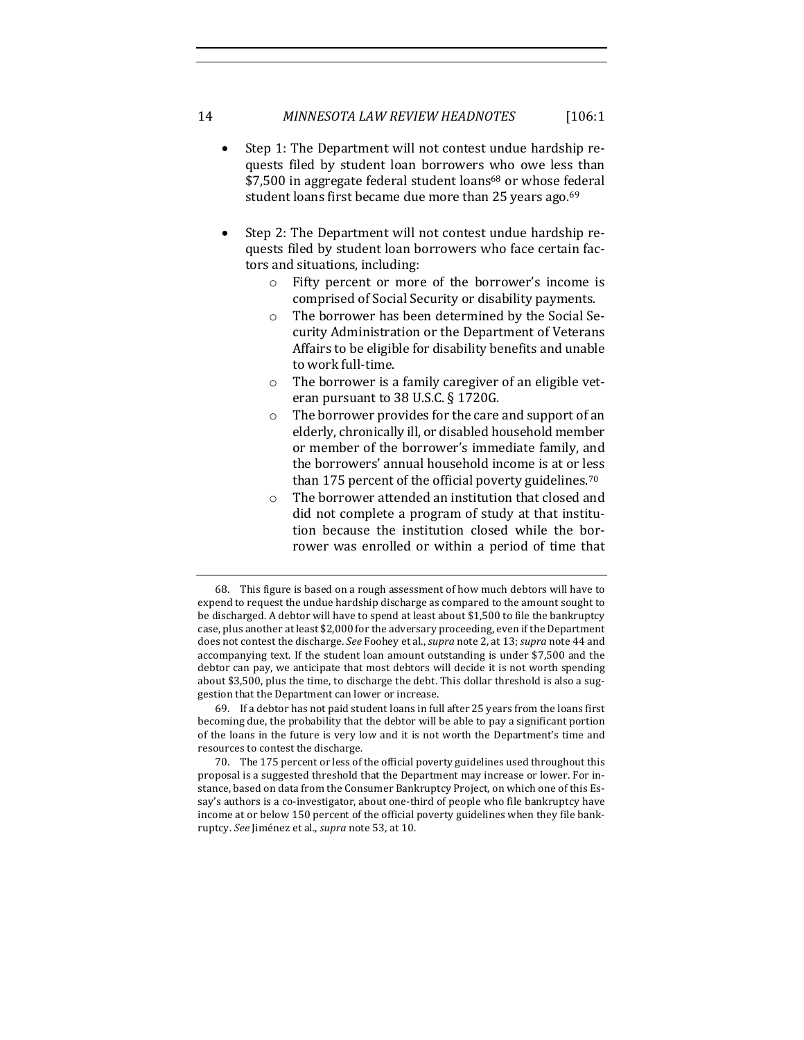- Step 1: The Department will not contest undue hardship requests filed by student loan borrowers who owe less than $7,500 in aggregate federal student loans[68] or whose federal student loans first became due more than 25 years ago.[69]

- Step 2: The Department will not contest undue hardship requests filed by student loan borrowers who face certain factors and situations, including:
    - Fifty percent or more of the borrower's income is comprised of Social Security or disability payments.
    - The borrower has been determined by the Social Security Administration or the Department of Veterans Affairs to be eligible for disability benefits and unable to work full-time.
    - The borrower is a family caregiver of an eligible veteran pursuant to 38 U.S.C. § 1720G.
    - The borrower provides for the care and support of an elderly, chronically ill, or disabled household member or member of the borrower's immediate family, and the borrowers' annual household income is at or less than 175 percent of the official poverty guidelines.[70]
    - The borrower attended an institution that closed and did not complete a program of study at that institution because the institution closed while the borrower was enrolled or within a period of time that

---

68. This figure is based on a rough assessment of how much debtors will have to expend to request the undue hardship discharge as compared to the amount sought to be discharged. A debtor will have to spend at least about $1,500 to file the bankruptcy case, plus another at least $2,000 for the adversary proceeding, even if the Department does not contest the discharge. *See* Foohey et al., *supra* note 2, at 13; *supra* note 44 and accompanying text. If the student loan amount outstanding is under $7,500 and the debtor can pay, we anticipate that most debtors will decide it is not worth spending about $3,500, plus the time, to discharge the debt. This dollar threshold is also a suggestion that the Department can lower or increase.

69. If a debtor has not paid student loans in full after 25 years from the loans first becoming due, the probability that the debtor will be able to pay a significant portion of the loans in the future is very low and it is not worth the Department's time and resources to contest the discharge.

70. The 175 percent or less of the official poverty guidelines used throughout this proposal is a suggested threshold that the Department may increase or lower. For instance, based on data from the Consumer Bankruptcy Project, on which one of this Essay's authors is a co-investigator, about one-third of people who file bankruptcy have income at or below 150 percent of the official poverty guidelines when they file bankruptcy. *See* Jiménez et al., *supra* note 53, at 10.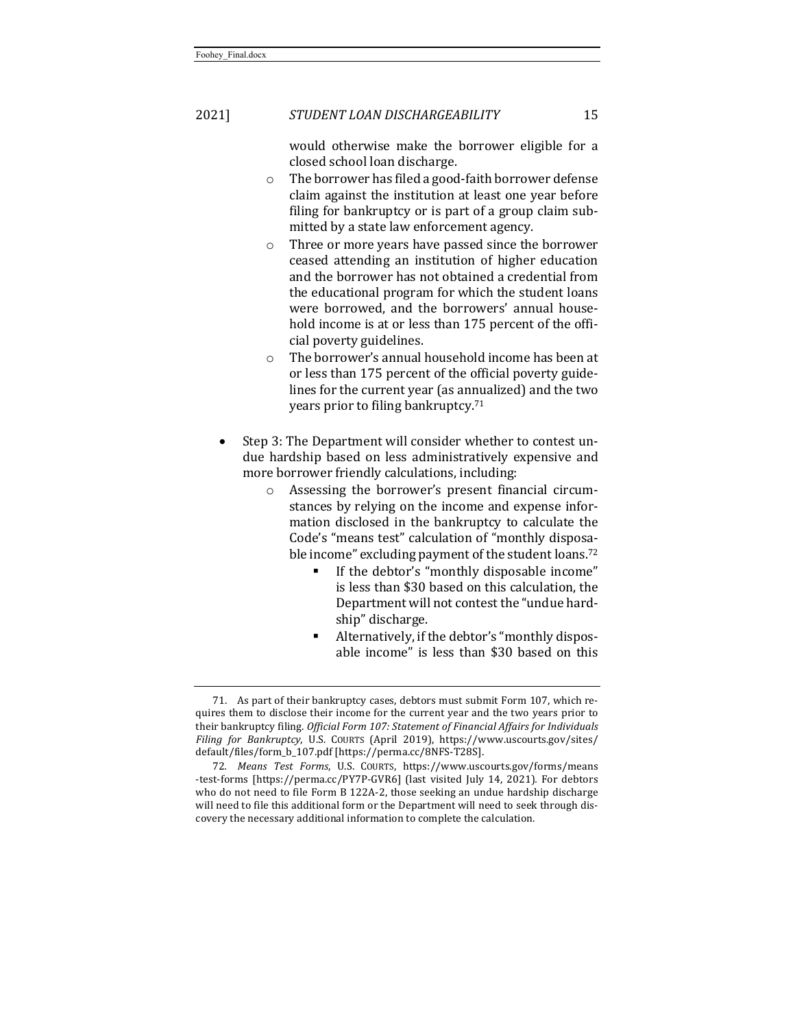would otherwise make the borrower eligible for a closed school loan discharge.

  - The borrower has filed a good-faith borrower defense claim against the institution at least one year before filing for bankruptcy or is part of a group claim submitted by a state law enforcement agency.
  - Three or more years have passed since the borrower ceased attending an institution of higher education and the borrower has not obtained a credential from the educational program for which the student loans were borrowed, and the borrowers' annual household income is at or less than 175 percent of the official poverty guidelines.
  - The borrower's annual household income has been at or less than 175 percent of the official poverty guidelines for the current year (as annualized) and the two years prior to filing bankruptcy.[71]

- Step 3: The Department will consider whether to contest undue hardship based on less administratively expensive and more borrower friendly calculations, including:
  - Assessing the borrower's present financial circumstances by relying on the income and expense information disclosed in the bankruptcy to calculate the Code's "means test" calculation of "monthly disposable income" excluding payment of the student loans.[72]
    - If the debtor's "monthly disposable income" is less than \$30 based on this calculation, the Department will not contest the "undue hardship" discharge.
    - Alternatively, if the debtor's "monthly disposable income" is less than \$30 based on this

---

71. As part of their bankruptcy cases, debtors must submit Form 107, which requires them to disclose their income for the current year and the two years prior to their bankruptcy filing. *Official Form 107: Statement of Financial Affairs for Individuals Filing for Bankruptcy*, U.S. COURTS (April 2019), https://www.uscourts.gov/sites/default/files/form_b_107.pdf [https://perma.cc/8NFS-T28S].

72. *Means Test Forms*, U.S. COURTS, https://www.uscourts.gov/forms/means-test-forms [https://perma.cc/PY7P-GVR6] (last visited July 14, 2021). For debtors who do not need to file Form B 122A-2, those seeking an undue hardship discharge will need to file this additional form or the Department will need to seek through discovery the necessary additional information to complete the calculation.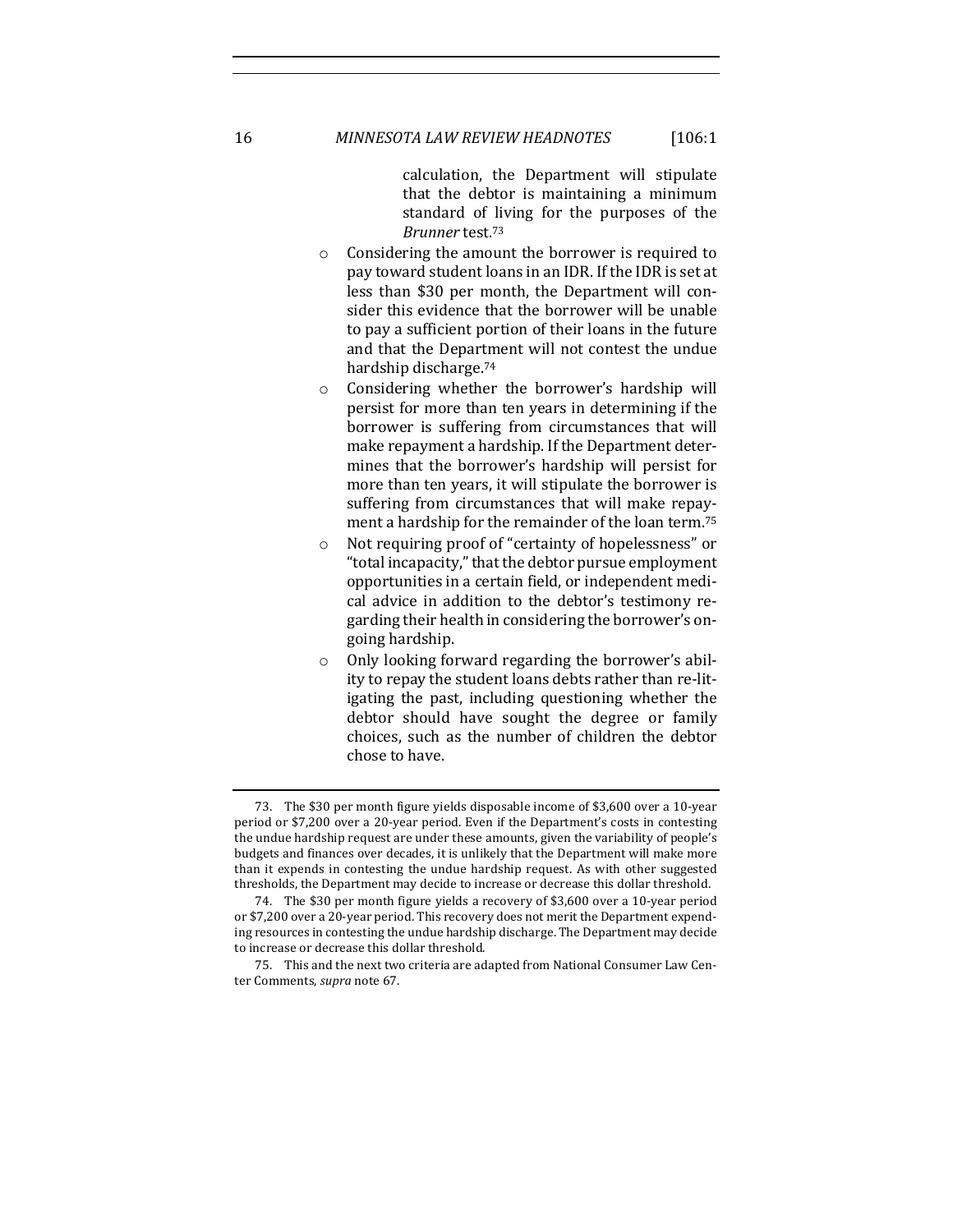calculation, the Department will stipulate that the debtor is maintaining a minimum standard of living for the purposes of the *Brunner* test.[73]

- Considering the amount the borrower is required to pay toward student loans in an IDR. If the IDR is set at less than $30 per month, the Department will consider this evidence that the borrower will be unable to pay a sufficient portion of their loans in the future and that the Department will not contest the undue hardship discharge.[74]
- Considering whether the borrower's hardship will persist for more than ten years in determining if the borrower is suffering from circumstances that will make repayment a hardship. If the Department determines that the borrower's hardship will persist for more than ten years, it will stipulate the borrower is suffering from circumstances that will make repayment a hardship for the remainder of the loan term.[75]
- Not requiring proof of "certainty of hopelessness" or "total incapacity," that the debtor pursue employment opportunities in a certain field, or independent medical advice in addition to the debtor's testimony regarding their health in considering the borrower's ongoing hardship.
- Only looking forward regarding the borrower's ability to repay the student loans debts rather than re-litigating the past, including questioning whether the debtor should have sought the degree or family choices, such as the number of children the debtor chose to have.

---

73. The $30 per month figure yields disposable income of $3,600 over a 10-year period or $7,200 over a 20-year period. Even if the Department's costs in contesting the undue hardship request are under these amounts, given the variability of people's budgets and finances over decades, it is unlikely that the Department will make more than it expends in contesting the undue hardship request. As with other suggested thresholds, the Department may decide to increase or decrease this dollar threshold.

74. The $30 per month figure yields a recovery of $3,600 over a 10-year period or $7,200 over a 20-year period. This recovery does not merit the Department expending resources in contesting the undue hardship discharge. The Department may decide to increase or decrease this dollar threshold.

75. This and the next two criteria are adapted from National Consumer Law Center Comments, *supra* note 67.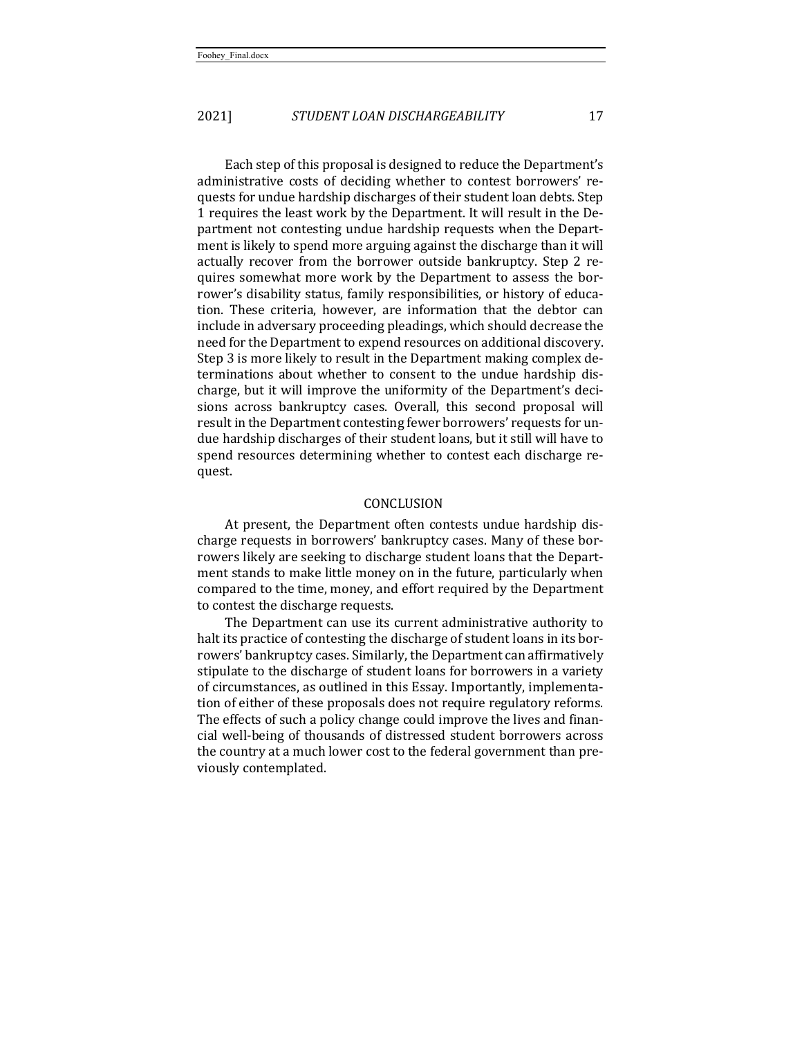Each step of this proposal is designed to reduce the Department's administrative costs of deciding whether to contest borrowers' requests for undue hardship discharges of their student loan debts. Step 1 requires the least work by the Department. It will result in the Department not contesting undue hardship requests when the Department is likely to spend more arguing against the discharge than it will actually recover from the borrower outside bankruptcy. Step 2 requires somewhat more work by the Department to assess the borrower's disability status, family responsibilities, or history of education. These criteria, however, are information that the debtor can include in adversary proceeding pleadings, which should decrease the need for the Department to expend resources on additional discovery. Step 3 is more likely to result in the Department making complex determinations about whether to consent to the undue hardship discharge, but it will improve the uniformity of the Department's decisions across bankruptcy cases. Overall, this second proposal will result in the Department contesting fewer borrowers' requests for undue hardship discharges of their student loans, but it still will have to spend resources determining whether to contest each discharge request.

## CONCLUSION

At present, the Department often contests undue hardship discharge requests in borrowers' bankruptcy cases. Many of these borrowers likely are seeking to discharge student loans that the Department stands to make little money on in the future, particularly when compared to the time, money, and effort required by the Department to contest the discharge requests.

The Department can use its current administrative authority to halt its practice of contesting the discharge of student loans in its borrowers' bankruptcy cases. Similarly, the Department can affirmatively stipulate to the discharge of student loans for borrowers in a variety of circumstances, as outlined in this Essay. Importantly, implementation of either of these proposals does not require regulatory reforms. The effects of such a policy change could improve the lives and financial well-being of thousands of distressed student borrowers across the country at a much lower cost to the federal government than previously contemplated.